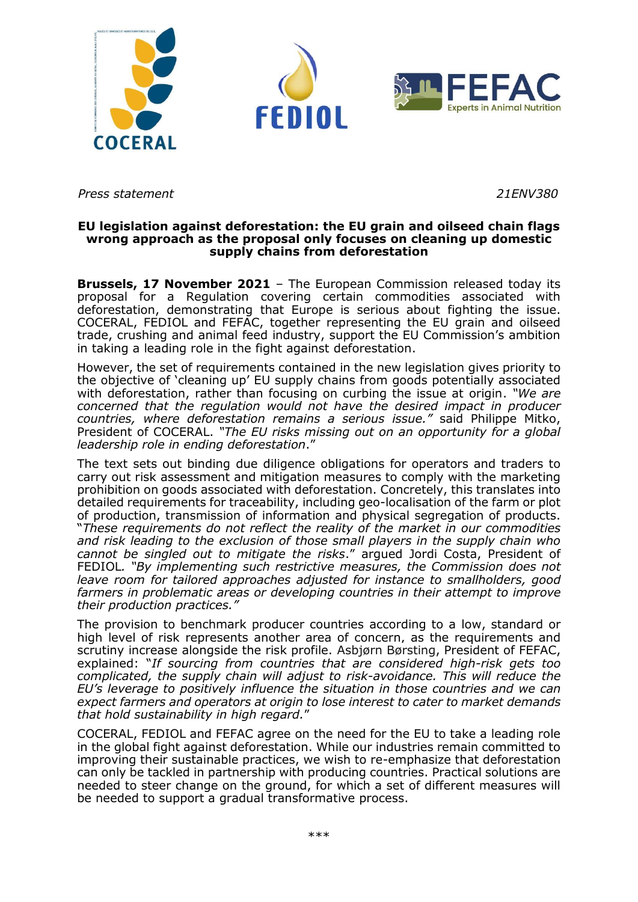*Press statement* *21ENV380*

**EU legislation against deforestation: the EU grain and oilseed chain flags wrong approach as the proposal only focuses on cleaning up domestic supply chains from deforestation**

**Brussels, 17 November 2021** – The European Commission released today its proposal for a Regulation covering certain commodities associated with deforestation, demonstrating that Europe is serious about fighting the issue. COCERAL, FEDIOL and FEFAC, together representing the EU grain and oilseed trade, crushing and animal feed industry, support the EU Commission's ambition in taking a leading role in the fight against deforestation.

However, the set of requirements contained in the new legislation gives priority to the objective of 'cleaning up' EU supply chains from goods potentially associated with deforestation, rather than focusing on curbing the issue at origin. *"We are concerned that the regulation would not have the desired impact in producer countries, where deforestation remains a serious issue."* said Philippe Mitko, President of COCERAL. *"The EU risks missing out on an opportunity for a global leadership role in ending deforestation*."

The text sets out binding due diligence obligations for operators and traders to carry out risk assessment and mitigation measures to comply with the marketing prohibition on goods associated with deforestation. Concretely, this translates into detailed requirements for traceability, including geo-localisation of the farm or plot of production, transmission of information and physical segregation of products. "*These requirements do not reflect the reality of the market in our commodities and risk leading to the exclusion of those small players in the supply chain who cannot be singled out to mitigate the risks*." argued Jordi Costa, President of FEDIOL*. "By implementing such restrictive measures, the Commission does not leave room for tailored approaches adjusted for instance to smallholders, good farmers in problematic areas or developing countries in their attempt to improve their production practices."*

The provision to benchmark producer countries according to a low, standard or high level of risk represents another area of concern, as the requirements and scrutiny increase alongside the risk profile. Asbjørn Børsting, President of FEFAC, explained: "*If sourcing from countries that are considered high-risk gets too complicated, the supply chain will adjust to risk-avoidance. This will reduce the EU's leverage to positively influence the situation in those countries and we can expect farmers and operators at origin to lose interest to cater to market demands that hold sustainability in high regard.*"

COCERAL, FEDIOL and FEFAC agree on the need for the EU to take a leading role in the global fight against deforestation. While our industries remain committed to improving their sustainable practices, we wish to re-emphasize that deforestation can only be tackled in partnership with producing countries. Practical solutions are needed to steer change on the ground, for which a set of different measures will be needed to support a gradual transformative process.

***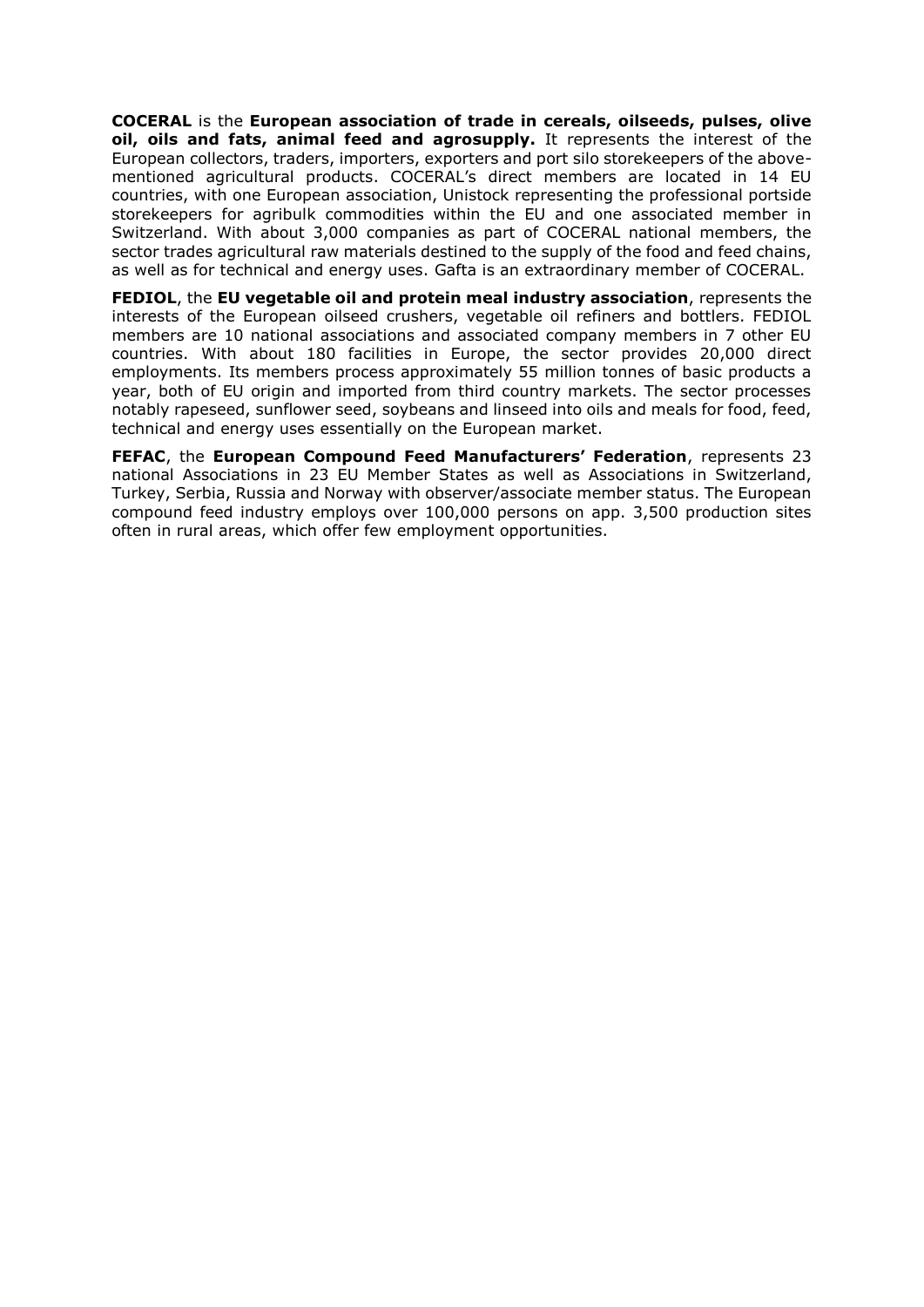**COCERAL** is the **European association of trade in cereals, oilseeds, pulses, olive oil, oils and fats, animal feed and agrosupply.** It represents the interest of the European collectors, traders, importers, exporters and port silo storekeepers of the above-mentioned agricultural products. COCERAL's direct members are located in 14 EU countries, with one European association, Unistock representing the professional portside storekeepers for agribulk commodities within the EU and one associated member in Switzerland. With about 3,000 companies as part of COCERAL national members, the sector trades agricultural raw materials destined to the supply of the food and feed chains, as well as for technical and energy uses. Gafta is an extraordinary member of COCERAL.

**FEDIOL**, the **EU vegetable oil and protein meal industry association**, represents the interests of the European oilseed crushers, vegetable oil refiners and bottlers. FEDIOL members are 10 national associations and associated company members in 7 other EU countries. With about 180 facilities in Europe, the sector provides 20,000 direct employments. Its members process approximately 55 million tonnes of basic products a year, both of EU origin and imported from third country markets. The sector processes notably rapeseed, sunflower seed, soybeans and linseed into oils and meals for food, feed, technical and energy uses essentially on the European market.

**FEFAC**, the **European Compound Feed Manufacturers' Federation**, represents 23 national Associations in 23 EU Member States as well as Associations in Switzerland, Turkey, Serbia, Russia and Norway with observer/associate member status. The European compound feed industry employs over 100,000 persons on app. 3,500 production sites often in rural areas, which offer few employment opportunities.